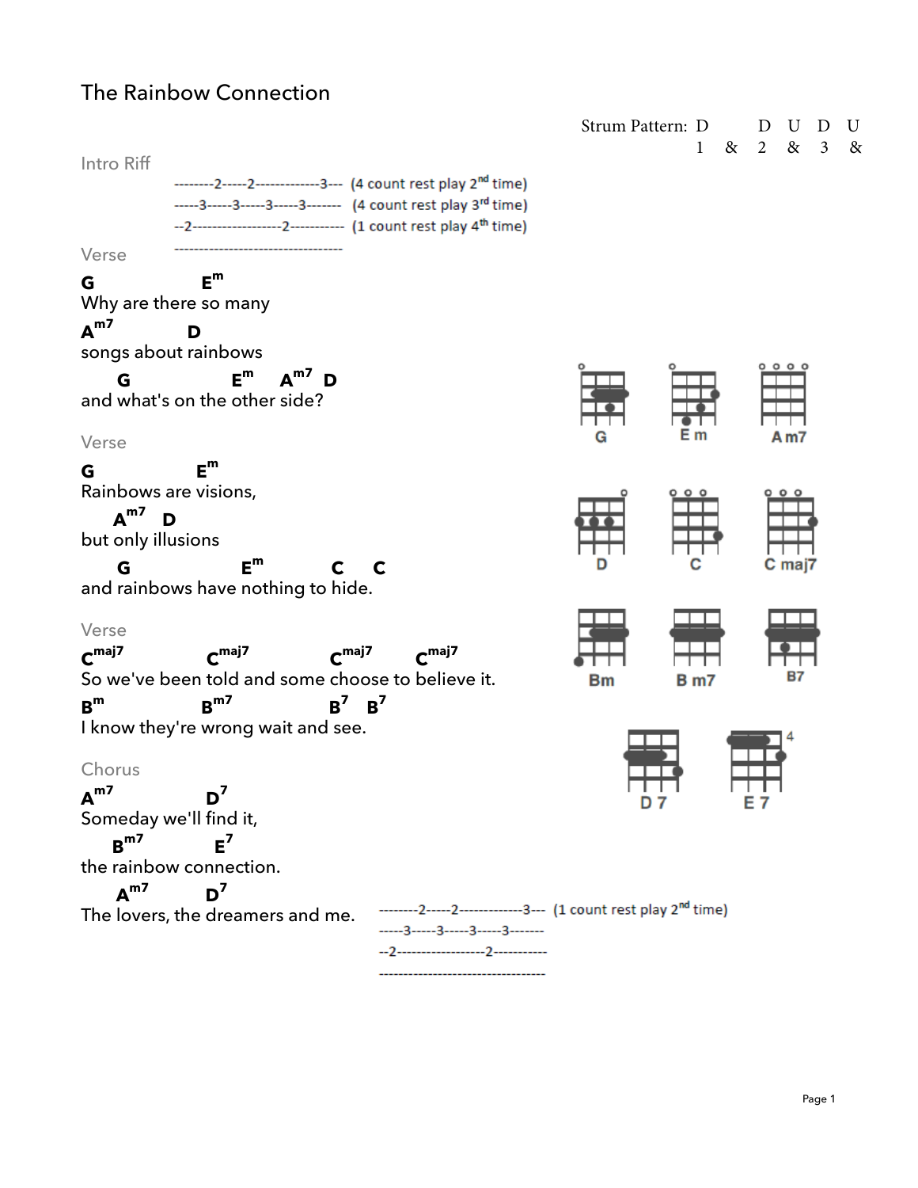# The Rainbow Connection

Strum Pattern: D &nbsp;&nbsp; D U D U
1 & 2 & 3 &

## Intro Riff

```
--------2-----2-------------3---  (4 count rest play 2nd time)
-----3-----3-----3-----3-------   (4 count rest play 3rd time)
--2-----------------2----------   (1 count rest play 4th time)
--------------------------------
```

## Verse

```
G                Em
Why are there so many
Am7         D
songs about rainbows
     G             Em    Am7  D
and what's on the other side?
```

## Verse

```
G               Em
Rainbows are visions,
   Am7   D
but only illusions
     G               Em          C    C
and rainbows have nothing to hide.
```

## Verse

```
Cmaj7            Cmaj7            Cmaj7        Cmaj7
So we've been told and some choose to believe it.
Bm              Bm7               B7   B7
I know they're wrong wait and see.
```

## Chorus

```
Am7              D7
Someday we'll find it,
   Bm7          E7
the rainbow connection.
   Am7           D7
The lovers, the dreamers and me.
```

```
--------2-----2-------------3---  (1 count rest play 2nd time)
-----3-----3-----3-----3-------
--2-----------------2----------
--------------------------------
```

G &nbsp; Em &nbsp; Am7 &nbsp; D &nbsp; C &nbsp; C maj7 &nbsp; Bm &nbsp; B m7 &nbsp; B7 &nbsp; D 7 &nbsp; E 7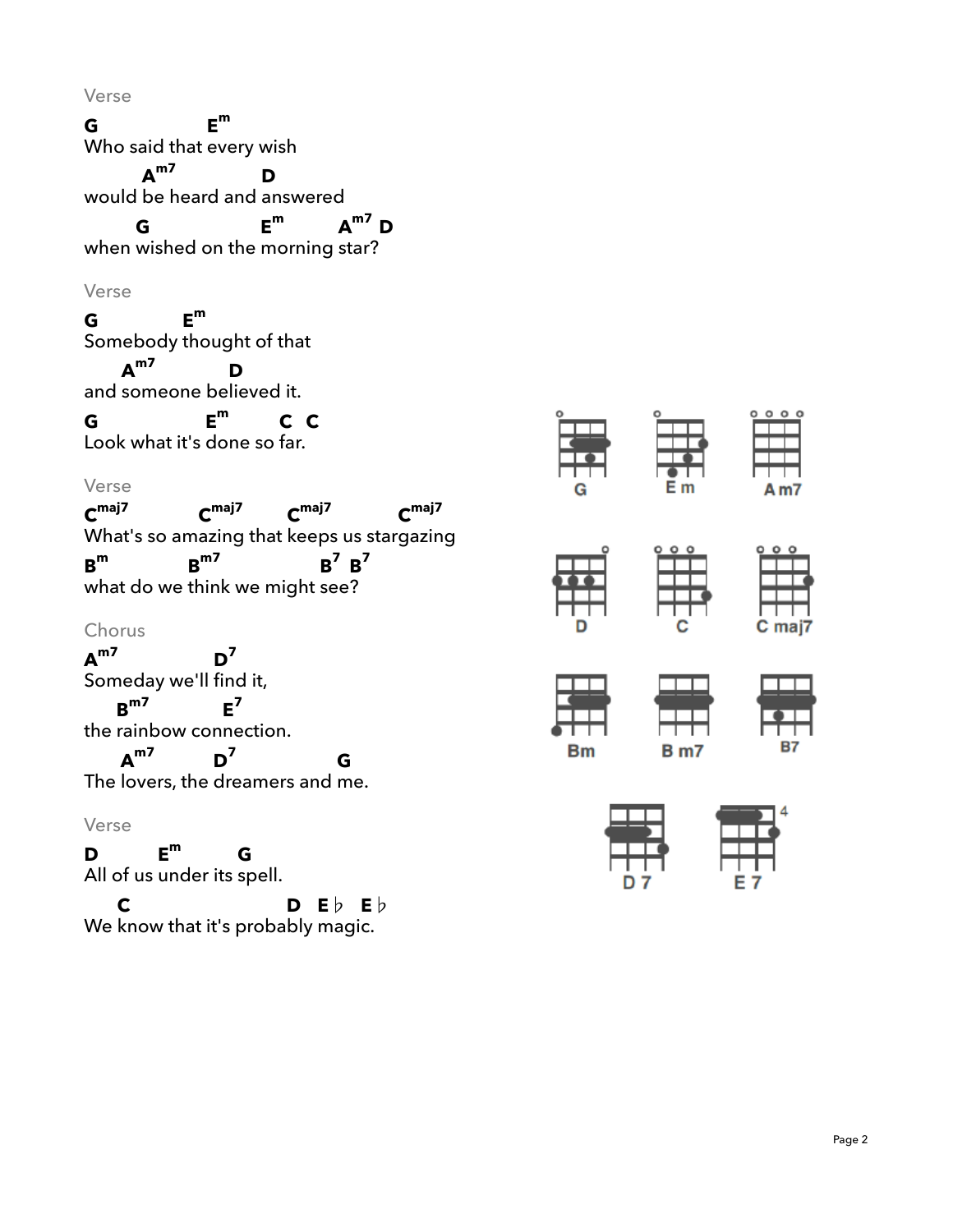Verse

```
G               Em
Who said that every wish
       Am7             D
would be heard and answered
       G                Em        Am7 D
when wished on the morning star?
```

Verse

```
G            Em
Somebody thought of that
     Am7          D
and someone believed it.
G               Em      C  C
Look what it's done so far.
```

Verse

```
Cmaj7          Cmaj7       Cmaj7          Cmaj7
What's so amazing that keeps us stargazing
Bm            Bm7               B7  B7
what do we think we might see?
```

Chorus

```
Am7            D7
Someday we'll find it,
    Bm7           E7
the rainbow connection.
     Am7     D7                G
The lovers, the dreamers and me.
```

Verse

```
D        Em        G
All of us under its spell.
    C                        D   E♭  E♭
We know that it's probably magic.
```

G Em Am7 D C C maj7 Bm B m7 B7 D 7 E 7 4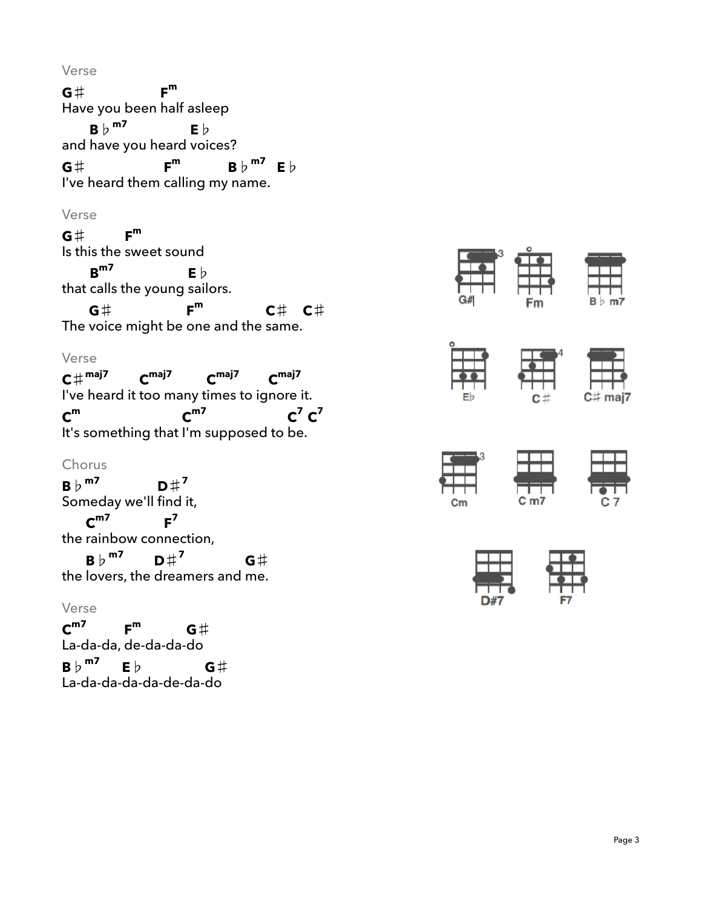Verse

**G♯** **F^m**
Have you been half asleep
**B♭^m7** **E♭**
and have you heard voices?
**G♯** **F^m** **B♭^m7** **E♭**
I've heard them calling my name.

Verse

**G♯** **F^m**
Is this the sweet sound
**B^m7** **E♭**
that calls the young sailors.
**G♯** **F^m** **C♯** **C♯**
The voice might be one and the same.

Verse

**C♯^maj7** **C^maj7** **C^maj7** **C^maj7**
I've heard it too many times to ignore it.
**C^m** **C^m7** **C^7** **C^7**
It's something that I'm supposed to be.

Chorus

**B♭^m7** **D♯^7**
Someday we'll find it,
**C^m7** **F^7**
the rainbow connection,
**B♭^m7** **D♯^7** **G♯**
the lovers, the dreamers and me.

Verse

**C^m7** **F^m** **G♯**
La-da-da, de-da-da-do
**B♭^m7** **E♭** **G♯**
La-da-da-da-da-de-da-do

G# Fm B♭ m7

E♭ C♯ C♯ maj7

Cm C m7 C 7

D#7 F7